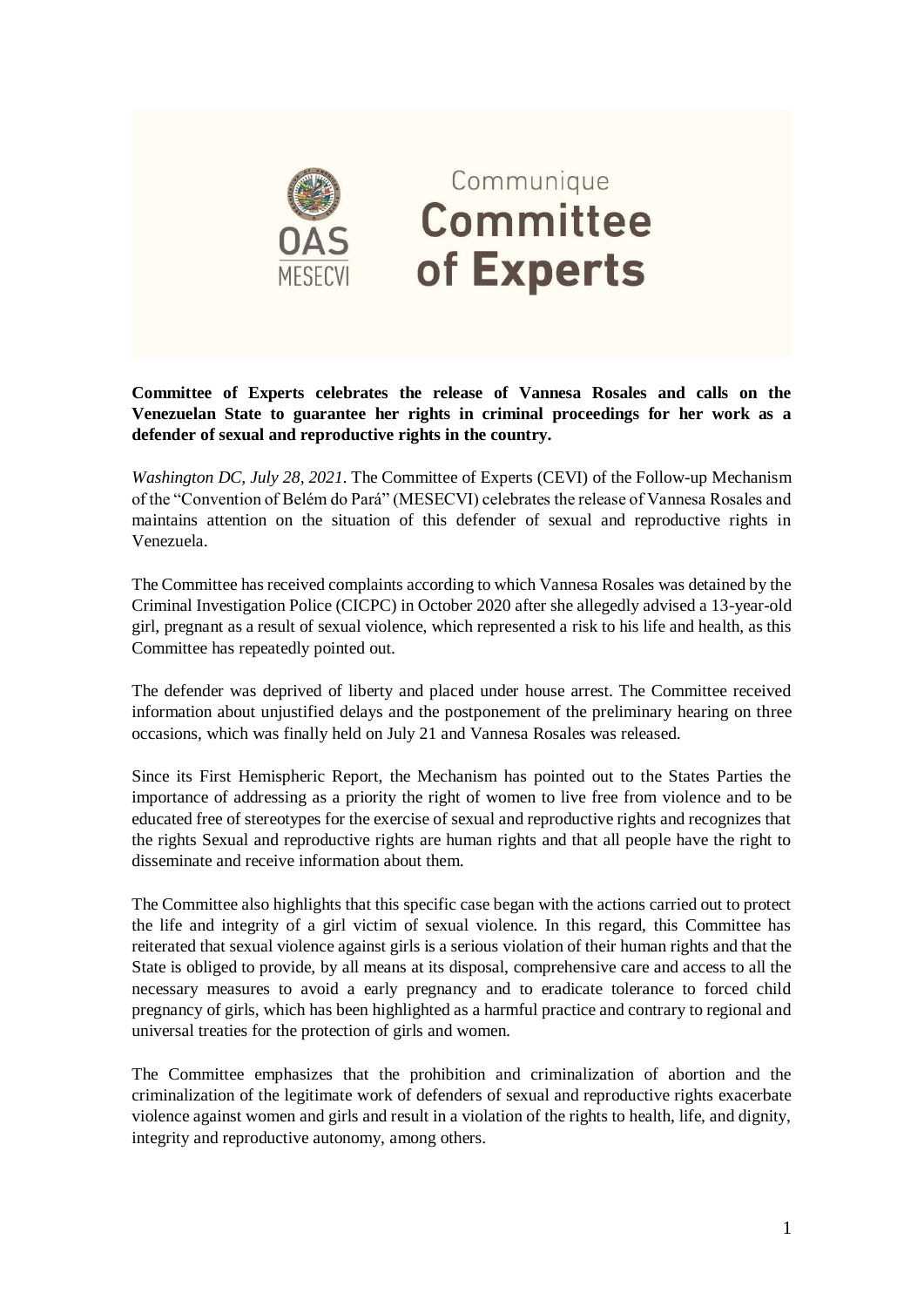Communique

# Committee of Experts

**Committee of Experts celebrates the release of Vannesa Rosales and calls on the Venezuelan State to guarantee her rights in criminal proceedings for her work as a defender of sexual and reproductive rights in the country.**

*Washington DC, July 28, 2021.* The Committee of Experts (CEVI) of the Follow-up Mechanism of the "Convention of Belém do Pará" (MESECVI) celebrates the release of Vannesa Rosales and maintains attention on the situation of this defender of sexual and reproductive rights in Venezuela.

The Committee has received complaints according to which Vannesa Rosales was detained by the Criminal Investigation Police (CICPC) in October 2020 after she allegedly advised a 13-year-old girl, pregnant as a result of sexual violence, which represented a risk to his life and health, as this Committee has repeatedly pointed out.

The defender was deprived of liberty and placed under house arrest. The Committee received information about unjustified delays and the postponement of the preliminary hearing on three occasions, which was finally held on July 21 and Vannesa Rosales was released.

Since its First Hemispheric Report, the Mechanism has pointed out to the States Parties the importance of addressing as a priority the right of women to live free from violence and to be educated free of stereotypes for the exercise of sexual and reproductive rights and recognizes that the rights Sexual and reproductive rights are human rights and that all people have the right to disseminate and receive information about them.

The Committee also highlights that this specific case began with the actions carried out to protect the life and integrity of a girl victim of sexual violence. In this regard, this Committee has reiterated that sexual violence against girls is a serious violation of their human rights and that the State is obliged to provide, by all means at its disposal, comprehensive care and access to all the necessary measures to avoid a early pregnancy and to eradicate tolerance to forced child pregnancy of girls, which has been highlighted as a harmful practice and contrary to regional and universal treaties for the protection of girls and women.

The Committee emphasizes that the prohibition and criminalization of abortion and the criminalization of the legitimate work of defenders of sexual and reproductive rights exacerbate violence against women and girls and result in a violation of the rights to health, life, and dignity, integrity and reproductive autonomy, among others.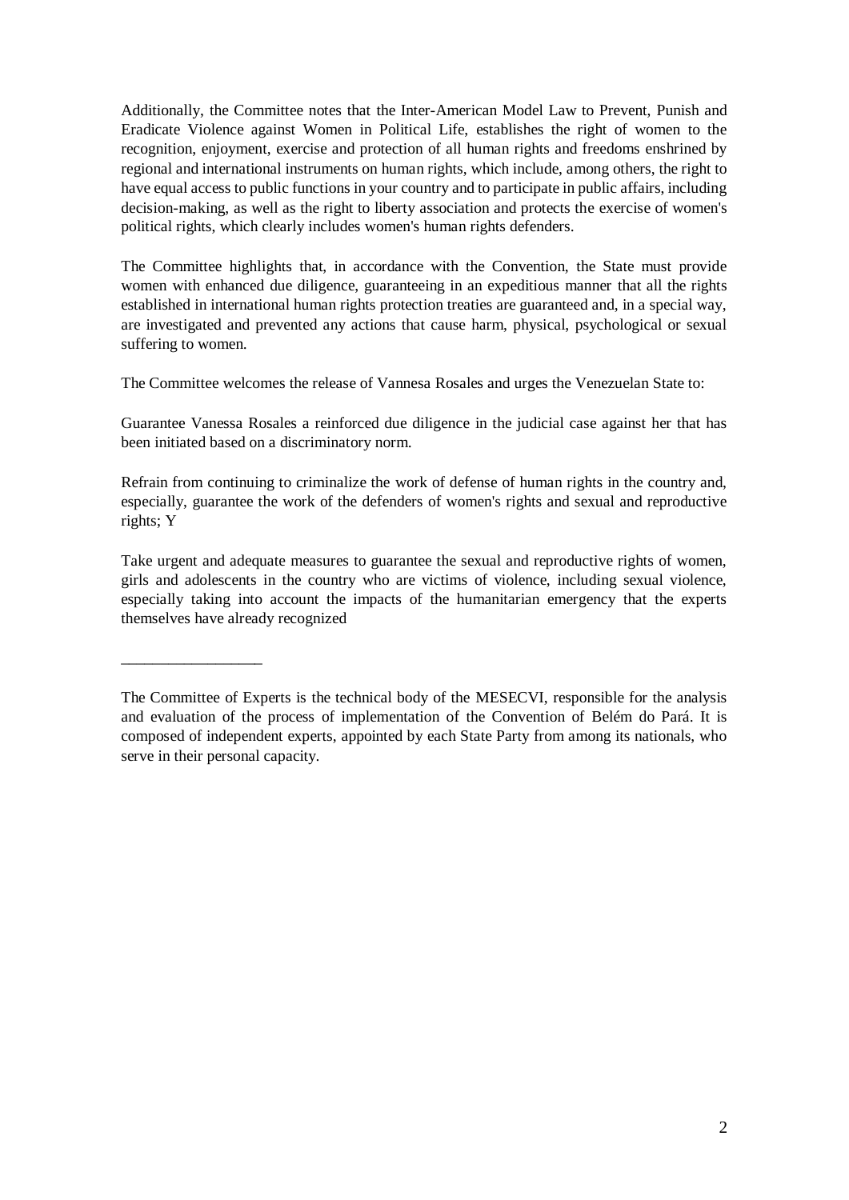Additionally, the Committee notes that the Inter-American Model Law to Prevent, Punish and Eradicate Violence against Women in Political Life, establishes the right of women to the recognition, enjoyment, exercise and protection of all human rights and freedoms enshrined by regional and international instruments on human rights, which include, among others, the right to have equal access to public functions in your country and to participate in public affairs, including decision-making, as well as the right to liberty association and protects the exercise of women's political rights, which clearly includes women's human rights defenders.

The Committee highlights that, in accordance with the Convention, the State must provide women with enhanced due diligence, guaranteeing in an expeditious manner that all the rights established in international human rights protection treaties are guaranteed and, in a special way, are investigated and prevented any actions that cause harm, physical, psychological or sexual suffering to women.

The Committee welcomes the release of Vannesa Rosales and urges the Venezuelan State to:

Guarantee Vanessa Rosales a reinforced due diligence in the judicial case against her that has been initiated based on a discriminatory norm.

Refrain from continuing to criminalize the work of defense of human rights in the country and, especially, guarantee the work of the defenders of women's rights and sexual and reproductive rights; Y

Take urgent and adequate measures to guarantee the sexual and reproductive rights of women, girls and adolescents in the country who are victims of violence, including sexual violence, especially taking into account the impacts of the humanitarian emergency that the experts themselves have already recognized

\_\_\_\_\_\_\_\_\_\_\_\_\_\_\_\_\_\_

The Committee of Experts is the technical body of the MESECVI, responsible for the analysis and evaluation of the process of implementation of the Convention of Belém do Pará. It is composed of independent experts, appointed by each State Party from among its nationals, who serve in their personal capacity.